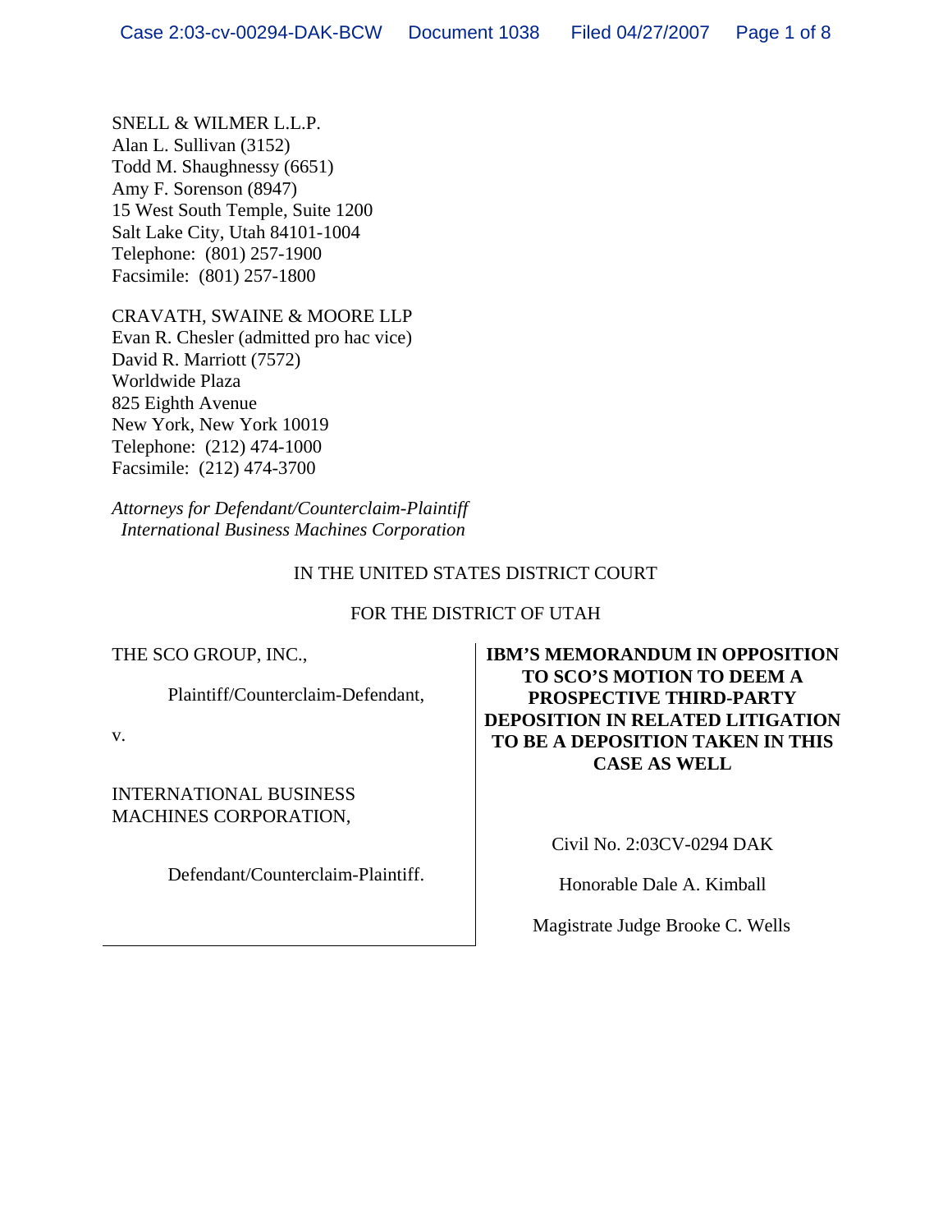SNELL & WILMER L.L.P.
Alan L. Sullivan (3152)
Todd M. Shaughnessy (6651)
Amy F. Sorenson (8947)
15 West South Temple, Suite 1200
Salt Lake City, Utah 84101-1004
Telephone: (801) 257-1900
Facsimile: (801) 257-1800

CRAVATH, SWAINE & MOORE LLP
Evan R. Chesler (admitted pro hac vice)
David R. Marriott (7572)
Worldwide Plaza
825 Eighth Avenue
New York, New York 10019
Telephone: (212) 474-1000
Facsimile: (212) 474-3700

*Attorneys for Defendant/Counterclaim-Plaintiff International Business Machines Corporation*

IN THE UNITED STATES DISTRICT COURT

FOR THE DISTRICT OF UTAH

THE SCO GROUP, INC.,

Plaintiff/Counterclaim-Defendant,

v.

INTERNATIONAL BUSINESS MACHINES CORPORATION,

Defendant/Counterclaim-Plaintiff.

**IBM'S MEMORANDUM IN OPPOSITION TO SCO'S MOTION TO DEEM A PROSPECTIVE THIRD-PARTY DEPOSITION IN RELATED LITIGATION TO BE A DEPOSITION TAKEN IN THIS CASE AS WELL**

Civil No. 2:03CV-0294 DAK

Honorable Dale A. Kimball

Magistrate Judge Brooke C. Wells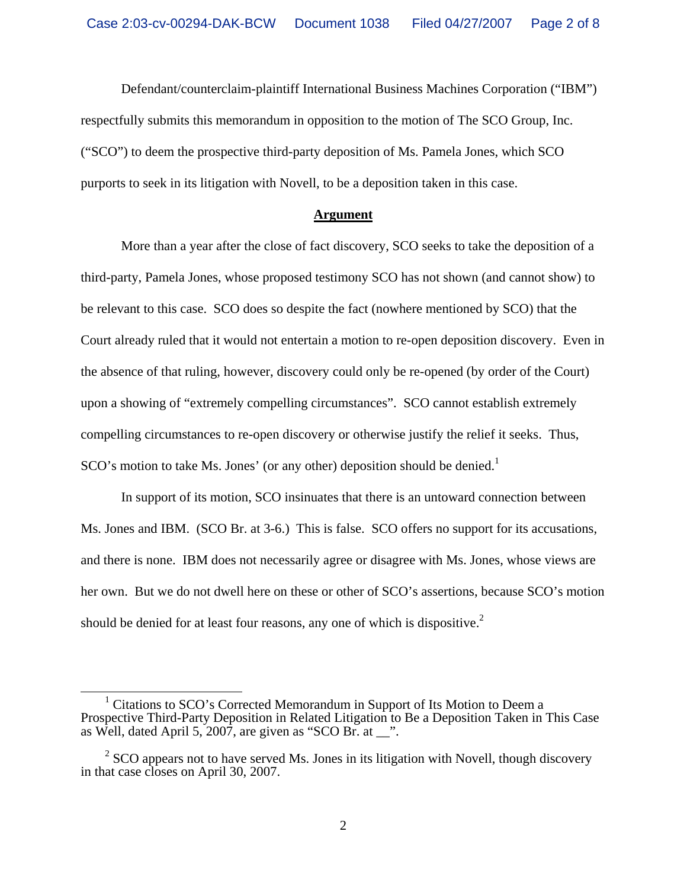Defendant/counterclaim-plaintiff International Business Machines Corporation ("IBM") respectfully submits this memorandum in opposition to the motion of The SCO Group, Inc. ("SCO") to deem the prospective third-party deposition of Ms. Pamela Jones, which SCO purports to seek in its litigation with Novell, to be a deposition taken in this case.

## Argument

More than a year after the close of fact discovery, SCO seeks to take the deposition of a third-party, Pamela Jones, whose proposed testimony SCO has not shown (and cannot show) to be relevant to this case. SCO does so despite the fact (nowhere mentioned by SCO) that the Court already ruled that it would not entertain a motion to re-open deposition discovery. Even in the absence of that ruling, however, discovery could only be re-opened (by order of the Court) upon a showing of "extremely compelling circumstances". SCO cannot establish extremely compelling circumstances to re-open discovery or otherwise justify the relief it seeks. Thus, SCO's motion to take Ms. Jones' (or any other) deposition should be denied.[1]

In support of its motion, SCO insinuates that there is an untoward connection between Ms. Jones and IBM. (SCO Br. at 3-6.) This is false. SCO offers no support for its accusations, and there is none. IBM does not necessarily agree or disagree with Ms. Jones, whose views are her own. But we do not dwell here on these or other of SCO's assertions, because SCO's motion should be denied for at least four reasons, any one of which is dispositive.[2]

---

[1] Citations to SCO's Corrected Memorandum in Support of Its Motion to Deem a Prospective Third-Party Deposition in Related Litigation to Be a Deposition Taken in This Case as Well, dated April 5, 2007, are given as "SCO Br. at __".

[2] SCO appears not to have served Ms. Jones in its litigation with Novell, though discovery in that case closes on April 30, 2007.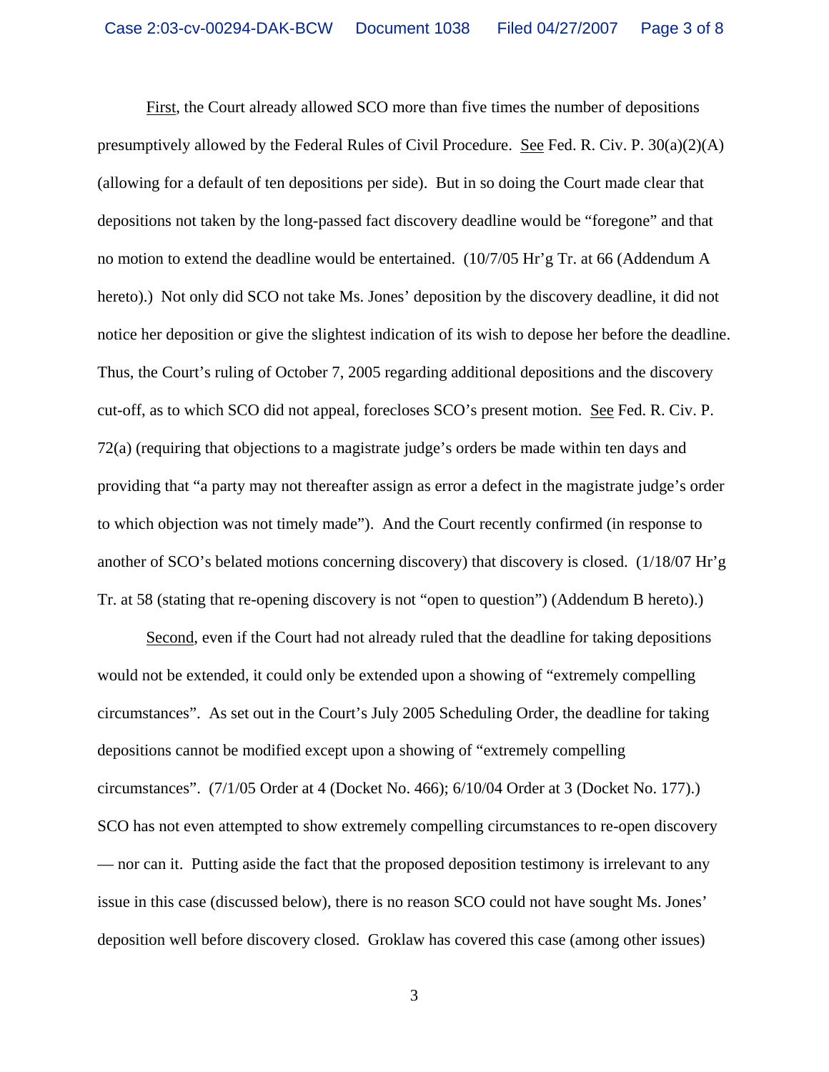First, the Court already allowed SCO more than five times the number of depositions presumptively allowed by the Federal Rules of Civil Procedure. See Fed. R. Civ. P. 30(a)(2)(A) (allowing for a default of ten depositions per side). But in so doing the Court made clear that depositions not taken by the long-passed fact discovery deadline would be "foregone" and that no motion to extend the deadline would be entertained. (10/7/05 Hr'g Tr. at 66 (Addendum A hereto).) Not only did SCO not take Ms. Jones' deposition by the discovery deadline, it did not notice her deposition or give the slightest indication of its wish to depose her before the deadline. Thus, the Court's ruling of October 7, 2005 regarding additional depositions and the discovery cut-off, as to which SCO did not appeal, forecloses SCO's present motion. See Fed. R. Civ. P. 72(a) (requiring that objections to a magistrate judge's orders be made within ten days and providing that "a party may not thereafter assign as error a defect in the magistrate judge's order to which objection was not timely made"). And the Court recently confirmed (in response to another of SCO's belated motions concerning discovery) that discovery is closed. (1/18/07 Hr'g Tr. at 58 (stating that re-opening discovery is not "open to question") (Addendum B hereto).)

Second, even if the Court had not already ruled that the deadline for taking depositions would not be extended, it could only be extended upon a showing of "extremely compelling circumstances". As set out in the Court's July 2005 Scheduling Order, the deadline for taking depositions cannot be modified except upon a showing of "extremely compelling circumstances". (7/1/05 Order at 4 (Docket No. 466); 6/10/04 Order at 3 (Docket No. 177).) SCO has not even attempted to show extremely compelling circumstances to re-open discovery — nor can it. Putting aside the fact that the proposed deposition testimony is irrelevant to any issue in this case (discussed below), there is no reason SCO could not have sought Ms. Jones' deposition well before discovery closed. Groklaw has covered this case (among other issues)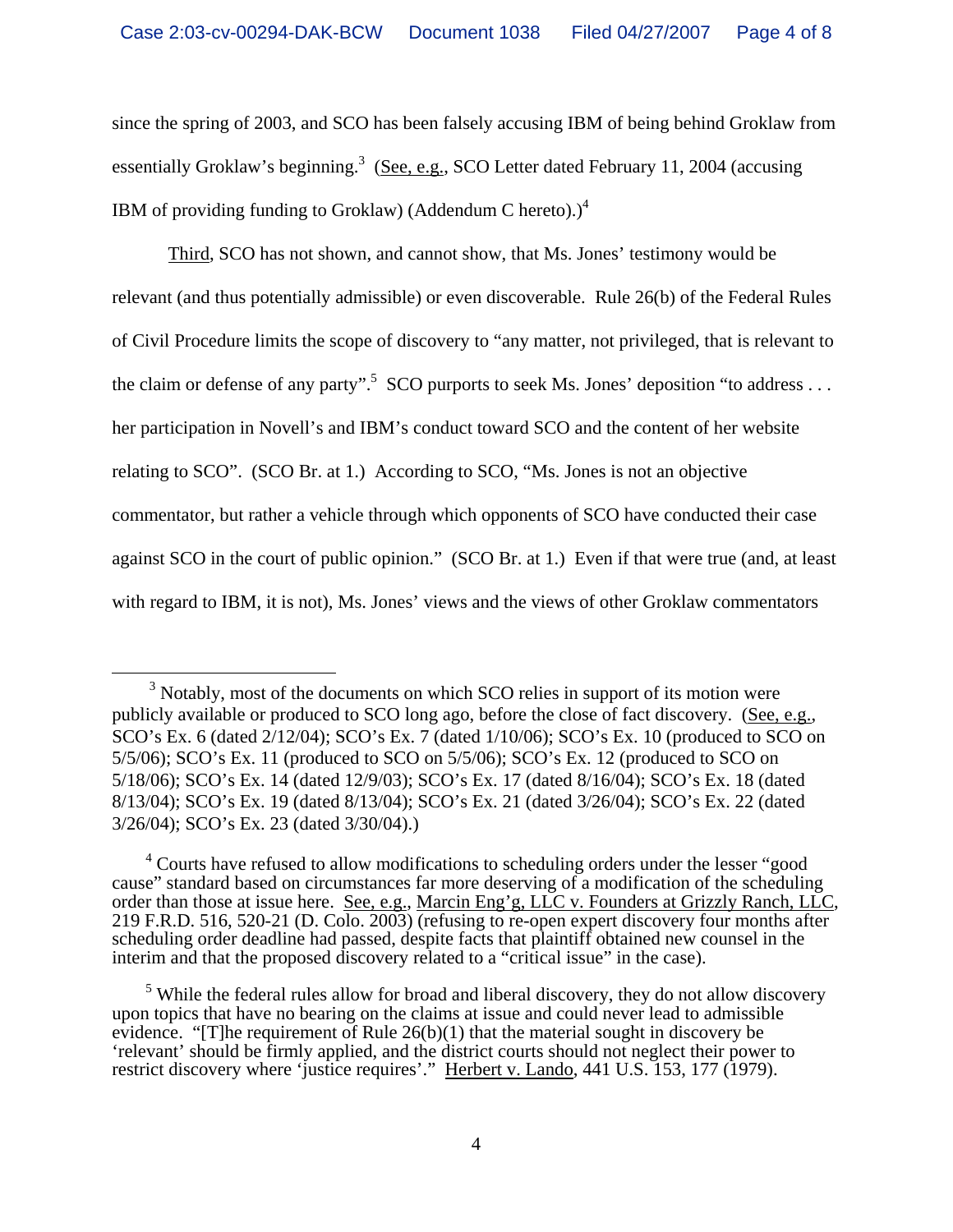since the spring of 2003, and SCO has been falsely accusing IBM of being behind Groklaw from essentially Groklaw's beginning.[3] (See, e.g., SCO Letter dated February 11, 2004 (accusing IBM of providing funding to Groklaw) (Addendum C hereto).)[4]

Third, SCO has not shown, and cannot show, that Ms. Jones' testimony would be relevant (and thus potentially admissible) or even discoverable. Rule 26(b) of the Federal Rules of Civil Procedure limits the scope of discovery to "any matter, not privileged, that is relevant to the claim or defense of any party".[5] SCO purports to seek Ms. Jones' deposition "to address . . . her participation in Novell's and IBM's conduct toward SCO and the content of her website relating to SCO". (SCO Br. at 1.) According to SCO, "Ms. Jones is not an objective commentator, but rather a vehicle through which opponents of SCO have conducted their case against SCO in the court of public opinion." (SCO Br. at 1.) Even if that were true (and, at least with regard to IBM, it is not), Ms. Jones' views and the views of other Groklaw commentators

---

[3] Notably, most of the documents on which SCO relies in support of its motion were publicly available or produced to SCO long ago, before the close of fact discovery. (See, e.g., SCO's Ex. 6 (dated 2/12/04); SCO's Ex. 7 (dated 1/10/06); SCO's Ex. 10 (produced to SCO on 5/5/06); SCO's Ex. 11 (produced to SCO on 5/5/06); SCO's Ex. 12 (produced to SCO on 5/18/06); SCO's Ex. 14 (dated 12/9/03); SCO's Ex. 17 (dated 8/16/04); SCO's Ex. 18 (dated 8/13/04); SCO's Ex. 19 (dated 8/13/04); SCO's Ex. 21 (dated 3/26/04); SCO's Ex. 22 (dated 3/26/04); SCO's Ex. 23 (dated 3/30/04).)

[4] Courts have refused to allow modifications to scheduling orders under the lesser "good cause" standard based on circumstances far more deserving of a modification of the scheduling order than those at issue here. See, e.g., Marcin Eng'g, LLC v. Founders at Grizzly Ranch, LLC, 219 F.R.D. 516, 520-21 (D. Colo. 2003) (refusing to re-open expert discovery four months after scheduling order deadline had passed, despite facts that plaintiff obtained new counsel in the interim and that the proposed discovery related to a "critical issue" in the case).

[5] While the federal rules allow for broad and liberal discovery, they do not allow discovery upon topics that have no bearing on the claims at issue and could never lead to admissible evidence. "[T]he requirement of Rule 26(b)(1) that the material sought in discovery be 'relevant' should be firmly applied, and the district courts should not neglect their power to restrict discovery where 'justice requires'." Herbert v. Lando, 441 U.S. 153, 177 (1979).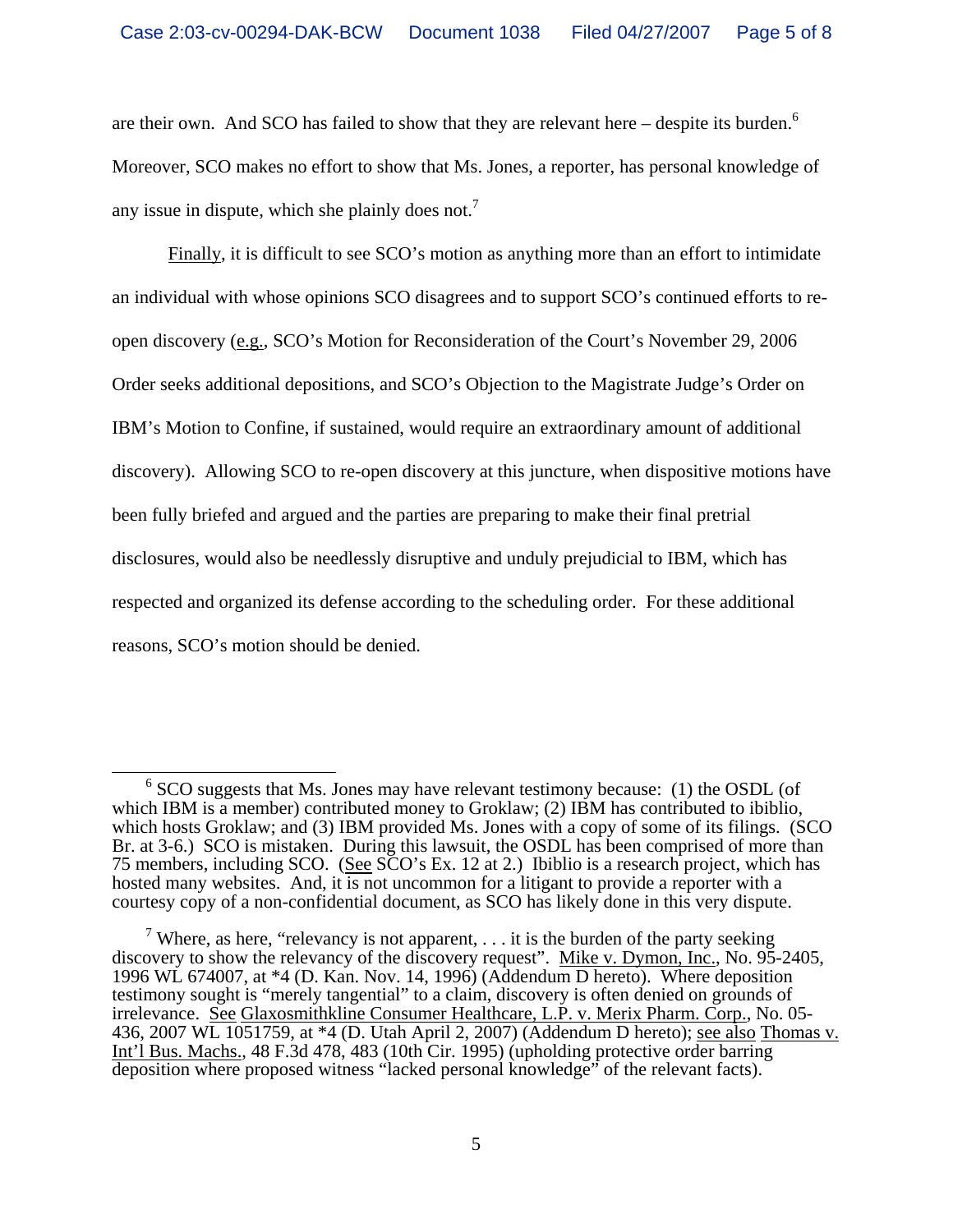are their own. And SCO has failed to show that they are relevant here – despite its burden.[6] Moreover, SCO makes no effort to show that Ms. Jones, a reporter, has personal knowledge of any issue in dispute, which she plainly does not.[7]

Finally, it is difficult to see SCO's motion as anything more than an effort to intimidate an individual with whose opinions SCO disagrees and to support SCO's continued efforts to re-open discovery (e.g., SCO's Motion for Reconsideration of the Court's November 29, 2006 Order seeks additional depositions, and SCO's Objection to the Magistrate Judge's Order on IBM's Motion to Confine, if sustained, would require an extraordinary amount of additional discovery). Allowing SCO to re-open discovery at this juncture, when dispositive motions have been fully briefed and argued and the parties are preparing to make their final pretrial disclosures, would also be needlessly disruptive and unduly prejudicial to IBM, which has respected and organized its defense according to the scheduling order. For these additional reasons, SCO's motion should be denied.

---

[6] SCO suggests that Ms. Jones may have relevant testimony because: (1) the OSDL (of which IBM is a member) contributed money to Groklaw; (2) IBM has contributed to ibiblio, which hosts Groklaw; and (3) IBM provided Ms. Jones with a copy of some of its filings. (SCO Br. at 3-6.) SCO is mistaken. During this lawsuit, the OSDL has been comprised of more than 75 members, including SCO. (See SCO's Ex. 12 at 2.) Ibiblio is a research project, which has hosted many websites. And, it is not uncommon for a litigant to provide a reporter with a courtesy copy of a non-confidential document, as SCO has likely done in this very dispute.

[7] Where, as here, "relevancy is not apparent, . . . it is the burden of the party seeking discovery to show the relevancy of the discovery request". Mike v. Dymon, Inc., No. 95-2405, 1996 WL 674007, at *4 (D. Kan. Nov. 14, 1996) (Addendum D hereto). Where deposition testimony sought is "merely tangential" to a claim, discovery is often denied on grounds of irrelevance. See Glaxosmithkline Consumer Healthcare, L.P. v. Merix Pharm. Corp., No. 05-436, 2007 WL 1051759, at *4 (D. Utah April 2, 2007) (Addendum D hereto); see also Thomas v. Int'l Bus. Machs., 48 F.3d 478, 483 (10th Cir. 1995) (upholding protective order barring deposition where proposed witness "lacked personal knowledge" of the relevant facts).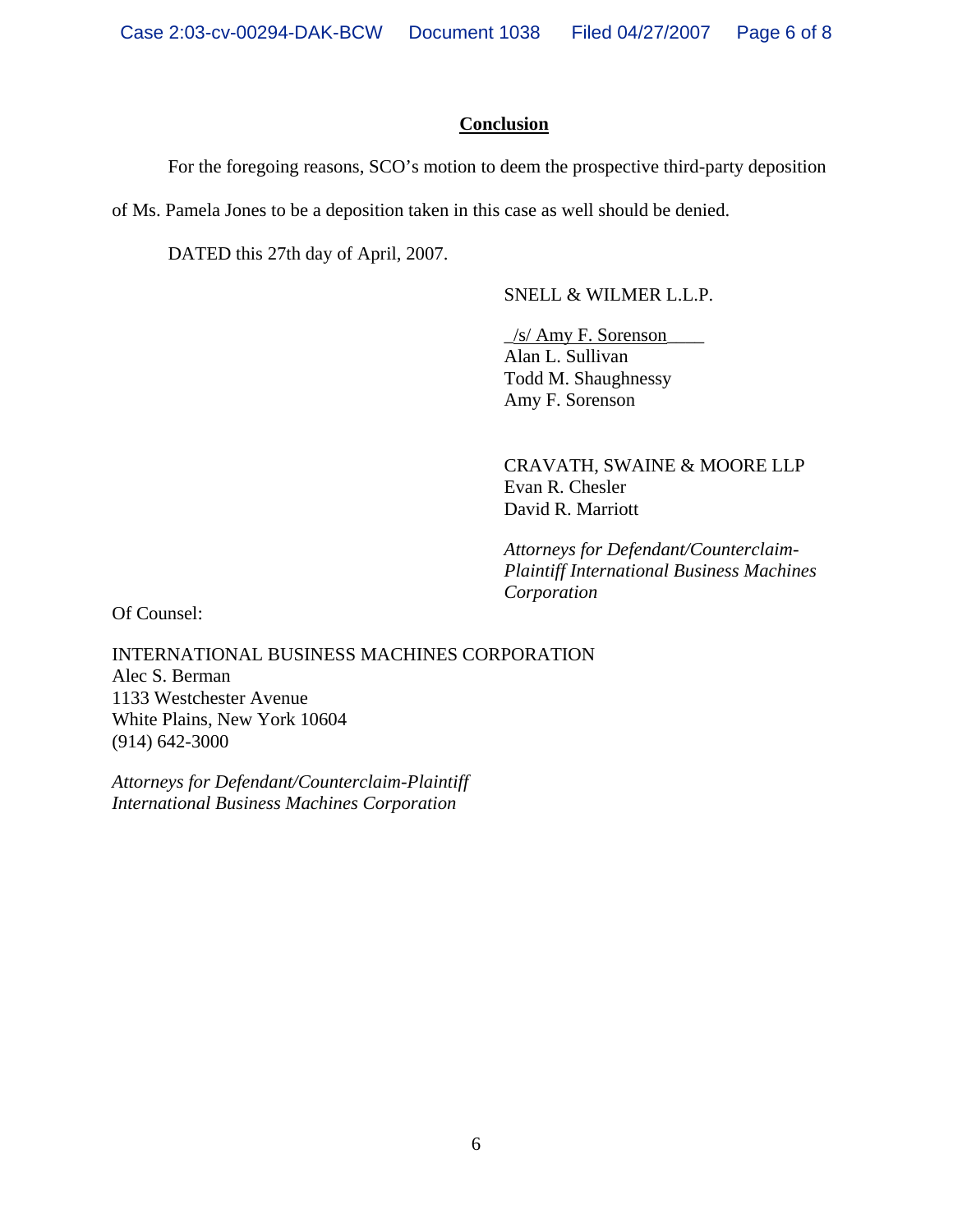## Conclusion

For the foregoing reasons, SCO's motion to deem the prospective third-party deposition of Ms. Pamela Jones to be a deposition taken in this case as well should be denied.

DATED this 27th day of April, 2007.

SNELL & WILMER L.L.P.

_/s/ Amy F. Sorenson____
Alan L. Sullivan
Todd M. Shaughnessy
Amy F. Sorenson

CRAVATH, SWAINE & MOORE LLP
Evan R. Chesler
David R. Marriott

*Attorneys for Defendant/Counterclaim-Plaintiff International Business Machines Corporation*

Of Counsel:

INTERNATIONAL BUSINESS MACHINES CORPORATION
Alec S. Berman
1133 Westchester Avenue
White Plains, New York 10604
(914) 642-3000

*Attorneys for Defendant/Counterclaim-Plaintiff International Business Machines Corporation*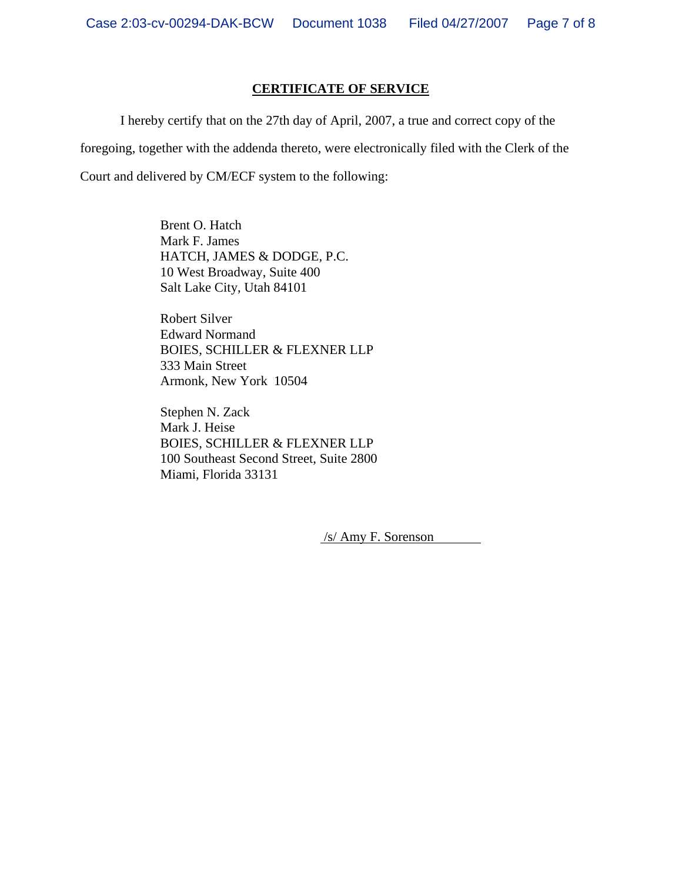## CERTIFICATE OF SERVICE

I hereby certify that on the 27th day of April, 2007, a true and correct copy of the foregoing, together with the addenda thereto, were electronically filed with the Clerk of the Court and delivered by CM/ECF system to the following:

Brent O. Hatch
Mark F. James
HATCH, JAMES & DODGE, P.C.
10 West Broadway, Suite 400
Salt Lake City, Utah 84101

Robert Silver
Edward Normand
BOIES, SCHILLER & FLEXNER LLP
333 Main Street
Armonk, New York 10504

Stephen N. Zack
Mark J. Heise
BOIES, SCHILLER & FLEXNER LLP
100 Southeast Second Street, Suite 2800
Miami, Florida 33131

/s/ Amy F. Sorenson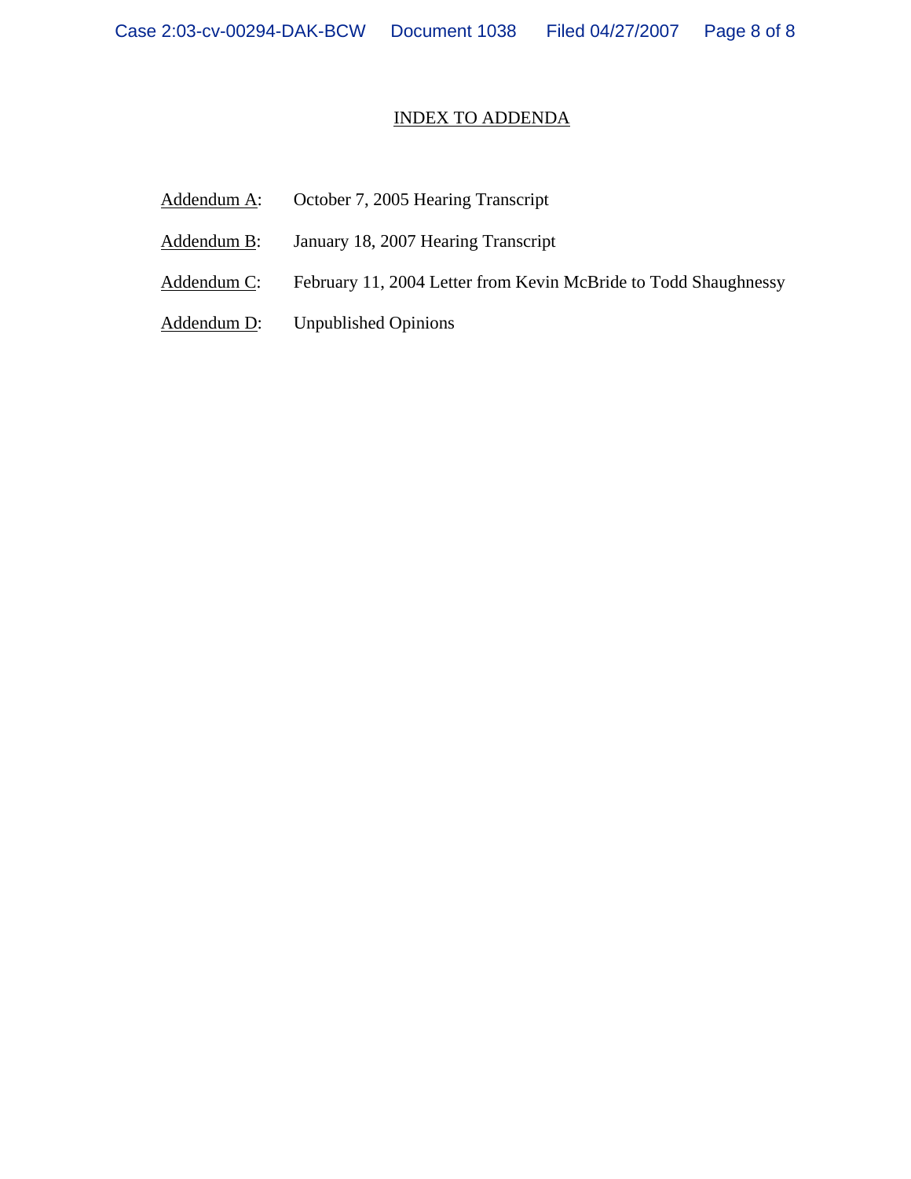## INDEX TO ADDENDA

Addendum A: October 7, 2005 Hearing Transcript

Addendum B: January 18, 2007 Hearing Transcript

Addendum C: February 11, 2004 Letter from Kevin McBride to Todd Shaughnessy

Addendum D: Unpublished Opinions